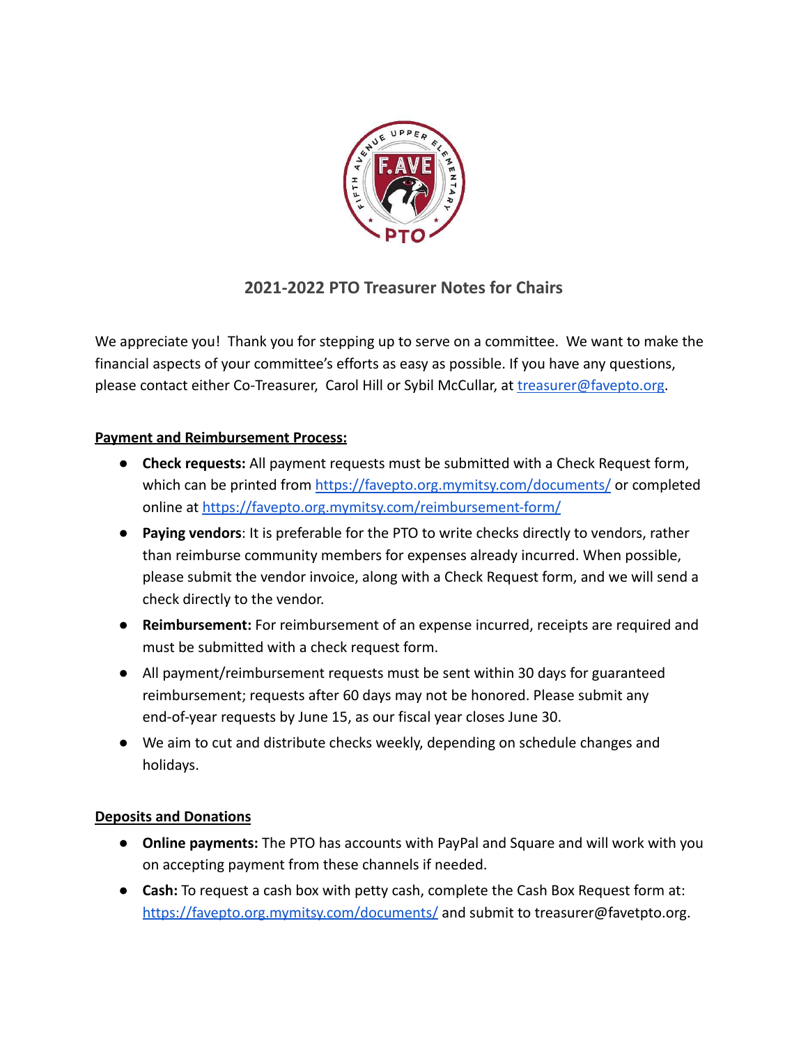# 2021-2022 PTO Treasurer Notes for Chairs

We appreciate you! Thank you for stepping up to serve on a committee. We want to make the financial aspects of your committee's efforts as easy as possible. If you have any questions, please contact either Co-Treasurer, Carol Hill or Sybil McCullar, at [treasurer@favepto.org](mailto:treasurer@favepto.org).

**Payment and Reimbursement Process:**

- **Check requests:** All payment requests must be submitted with a Check Request form, which can be printed from https://favepto.org.mymitsy.com/documents/ or completed online at https://favepto.org.mymitsy.com/reimbursement-form/
- **Paying vendors**: It is preferable for the PTO to write checks directly to vendors, rather than reimburse community members for expenses already incurred. When possible, please submit the vendor invoice, along with a Check Request form, and we will send a check directly to the vendor.
- **Reimbursement:** For reimbursement of an expense incurred, receipts are required and must be submitted with a check request form.
- All payment/reimbursement requests must be sent within 30 days for guaranteed reimbursement; requests after 60 days may not be honored. Please submit any end-of-year requests by June 15, as our fiscal year closes June 30.
- We aim to cut and distribute checks weekly, depending on schedule changes and holidays.

**Deposits and Donations**

- **Online payments:** The PTO has accounts with PayPal and Square and will work with you on accepting payment from these channels if needed.
- **Cash:** To request a cash box with petty cash, complete the Cash Box Request form at: https://favepto.org.mymitsy.com/documents/ and submit to treasurer@favetpto.org.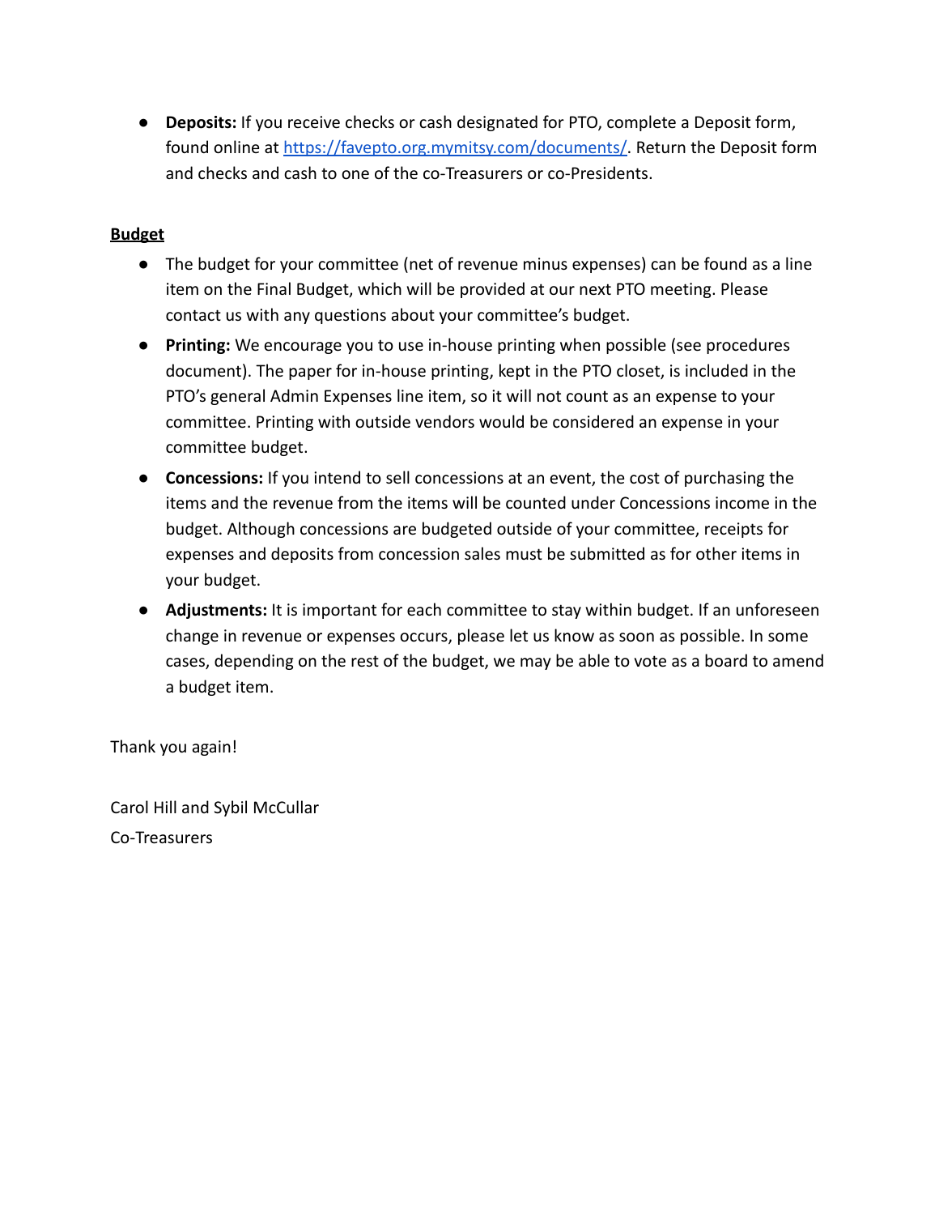- **Deposits:** If you receive checks or cash designated for PTO, complete a Deposit form, found online at [https://favepto.org.mymitsy.com/documents/](https://favepto.org.mymitsy.com/documents/). Return the Deposit form and checks and cash to one of the co-Treasurers or co-Presidents.

**Budget**

- The budget for your committee (net of revenue minus expenses) can be found as a line item on the Final Budget, which will be provided at our next PTO meeting. Please contact us with any questions about your committee's budget.
- **Printing:** We encourage you to use in-house printing when possible (see procedures document). The paper for in-house printing, kept in the PTO closet, is included in the PTO's general Admin Expenses line item, so it will not count as an expense to your committee. Printing with outside vendors would be considered an expense in your committee budget.
- **Concessions:** If you intend to sell concessions at an event, the cost of purchasing the items and the revenue from the items will be counted under Concessions income in the budget. Although concessions are budgeted outside of your committee, receipts for expenses and deposits from concession sales must be submitted as for other items in your budget.
- **Adjustments:** It is important for each committee to stay within budget. If an unforeseen change in revenue or expenses occurs, please let us know as soon as possible. In some cases, depending on the rest of the budget, we may be able to vote as a board to amend a budget item.

Thank you again!

Carol Hill and Sybil McCullar
Co-Treasurers